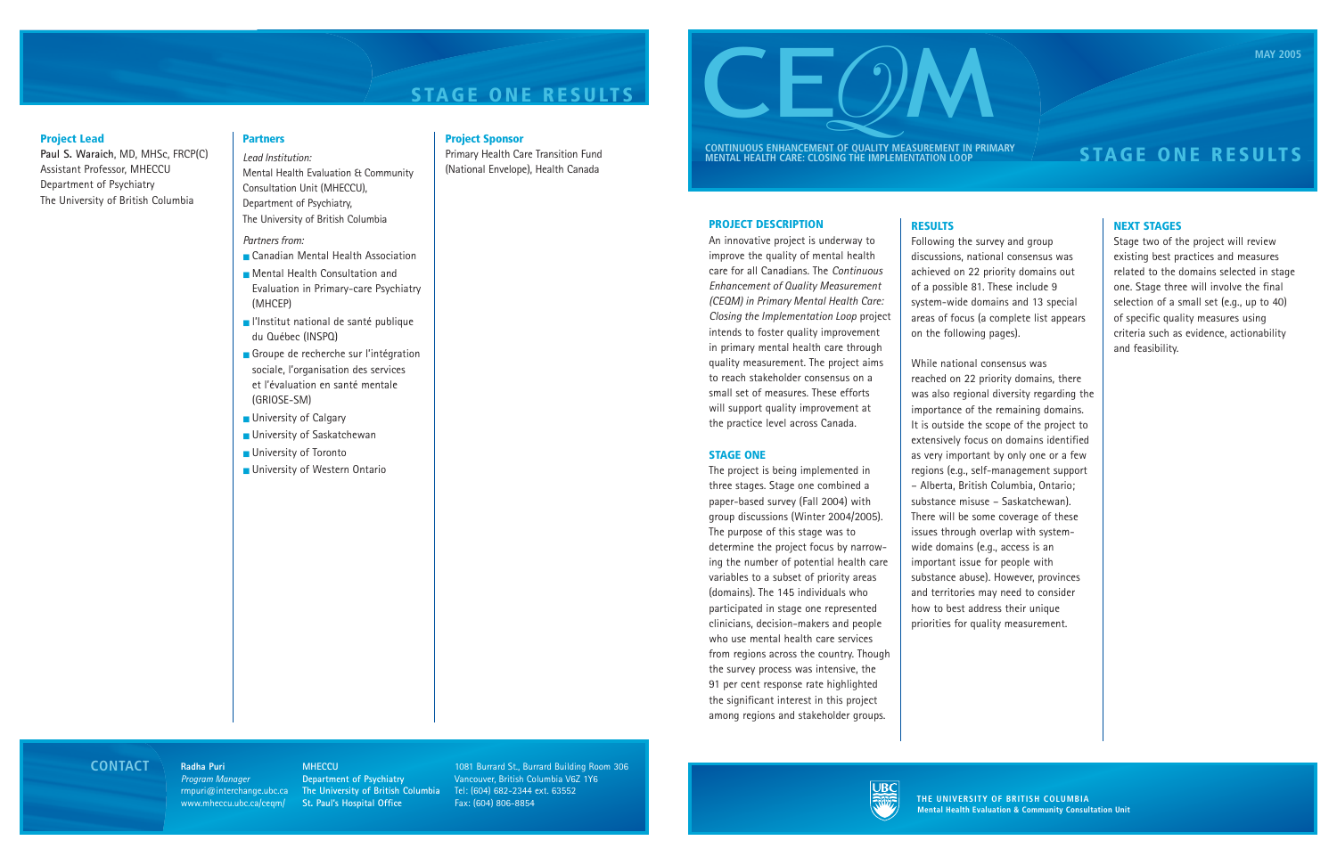# CEQM

**CONTINUOUS ENHANCEMENT OF QUALITY MEASUREMENT IN PRIMARY MENTAL HEALTH CARE: CLOSING THE IMPLEMENTATION LOOP**

MAY 2005

## STAGE ONE RESULTS

### PROJECT DESCRIPTION

An innovative project is underway to improve the quality of mental health care for all Canadians. The *Continuous Enhancement of Quality Measurement (CEQM) in Primary Mental Health Care: Closing the Implementation Loop* project intends to foster quality improvement in primary mental health care through quality measurement. The project aims to reach stakeholder consensus on a small set of measures. These efforts will support quality improvement at the practice level across Canada.

### STAGE ONE

The project is being implemented in three stages. Stage one combined a paper-based survey (Fall 2004) with group discussions (Winter 2004/2005). The purpose of this stage was to determine the project focus by narrowing the number of potential health care variables to a subset of priority areas (domains). The 145 individuals who participated in stage one represented clinicians, decision-makers and people who use mental health care services from regions across the country. Though the survey process was intensive, the 91 per cent response rate highlighted the significant interest in this project among regions and stakeholder groups.

### RESULTS

Following the survey and group discussions, national consensus was achieved on 22 priority domains out of a possible 81. These include 9 system-wide domains and 13 special areas of focus (a complete list appears on the following pages).

While national consensus was reached on 22 priority domains, there was also regional diversity regarding the importance of the remaining domains. It is outside the scope of the project to extensively focus on domains identified as very important by only one or a few regions (e.g., self-management support – Alberta, British Columbia, Ontario; substance misuse – Saskatchewan). There will be some coverage of these issues through overlap with system-wide domains (e.g., access is an important issue for people with substance abuse). However, provinces and territories may need to consider how to best address their unique priorities for quality measurement.

### NEXT STAGES

Stage two of the project will review existing best practices and measures related to the domains selected in stage one. Stage three will involve the final selection of a small set (e.g., up to 40) of specific quality measures using criteria such as evidence, actionability and feasibility.

THE UNIVERSITY OF BRITISH COLUMBIA
Mental Health Evaluation & Community Consultation Unit

## STAGE ONE RESULTS

### Project Lead

**Paul S. Waraich**, MD, MHSc, FRCP(C)
Assistant Professor, MHECCU
Department of Psychiatry
The University of British Columbia

### Partners

*Lead Institution:*
Mental Health Evaluation & Community Consultation Unit (MHECCU),
Department of Psychiatry,
The University of British Columbia

*Partners from:*

- Canadian Mental Health Association
- Mental Health Consultation and Evaluation in Primary-care Psychiatry (MHCEP)
- l'Institut national de santé publique du Québec (INSPQ)
- Groupe de recherche sur l'intégration sociale, l'organisation des services et l'évaluation en santé mentale (GRIOSE-SM)
- University of Calgary
- University of Saskatchewan
- University of Toronto
- University of Western Ontario

### Project Sponsor

Primary Health Care Transition Fund (National Envelope), Health Canada

## CONTACT

**Radha Puri**
*Program Manager*
rmpuri@interchange.ubc.ca
www.mheccu.ubc.ca/ceqm/

**MHECCU**
**Department of Psychiatry**
**The University of British Columbia**
**St. Paul's Hospital Office**

1081 Burrard St., Burrard Building Room 306
Vancouver, British Columbia V6Z 1Y6
Tel: (604) 682-2344 ext. 63552
Fax: (604) 806-8854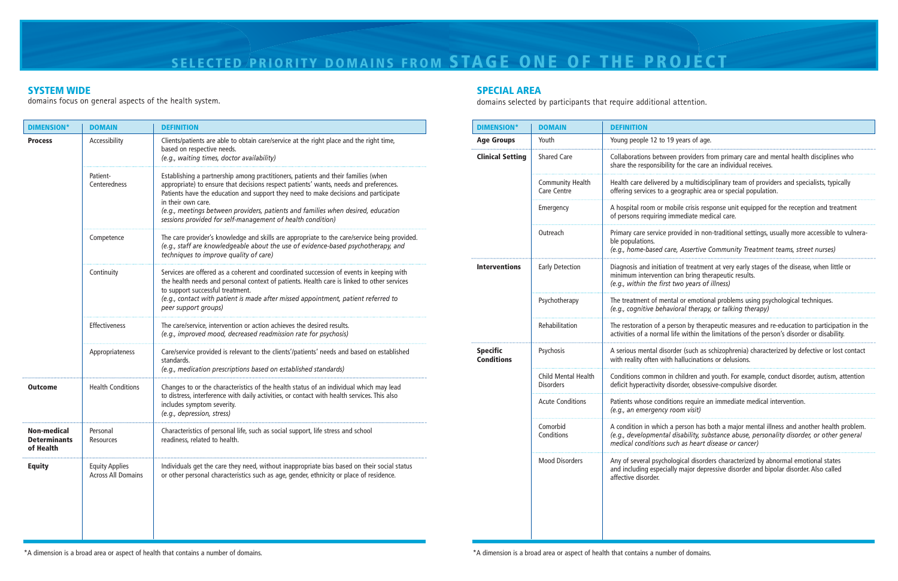# SELECTED PRIORITY DOMAINS FROM STAGE ONE OF THE PROJECT

## SYSTEM WIDE

domains focus on general aspects of the health system.

| DIMENSION* | DOMAIN | DEFINITION |
|---|---|---|
| **Process** | Accessibility | Clients/patients are able to obtain care/service at the right place and the right time, based on respective needs. *(e.g., waiting times, doctor availability)* |
| | Patient-Centeredness | Establishing a partnership among practitioners, patients and their families (when appropriate) to ensure that decisions respect patients' wants, needs and preferences. Patients have the education and support they need to make decisions and participate in their own care. *(e.g., meetings between providers, patients and families when desired, education sessions provided for self-management of health condition)* |
| | Competence | The care provider's knowledge and skills are appropriate to the care/service being provided. *(e.g., staff are knowledgeable about the use of evidence-based psychotherapy, and techniques to improve quality of care)* |
| | Continuity | Services are offered as a coherent and coordinated succession of events in keeping with the health needs and personal context of patients. Health care is linked to other services to support successful treatment. *(e.g., contact with patient is made after missed appointment, patient referred to peer support groups)* |
| | Effectiveness | The care/service, intervention or action achieves the desired results. *(e.g., improved mood, decreased readmission rate for psychosis)* |
| | Appropriateness | Care/service provided is relevant to the clients'/patients' needs and based on established standards. *(e.g., medication prescriptions based on established standards)* |
| **Outcome** | Health Conditions | Changes to or the characteristics of the health status of an individual which may lead to distress, interference with daily activities, or contact with health services. This also includes symptom severity. *(e.g., depression, stress)* |
| **Non-medical Determinants of Health** | Personal Resources | Characteristics of personal life, such as social support, life stress and school readiness, related to health. |
| **Equity** | Equity Applies Across All Domains | Individuals get the care they need, without inappropriate bias based on their social status or other personal characteristics such as age, gender, ethnicity or place of residence. |

*A dimension is a broad area or aspect of health that contains a number of domains.

## SPECIAL AREA

domains selected by participants that require additional attention.

| DIMENSION* | DOMAIN | DEFINITION |
|---|---|---|
| **Age Groups** | Youth | Young people 12 to 19 years of age. |
| **Clinical Setting** | Shared Care | Collaborations between providers from primary care and mental health disciplines who share the responsibility for the care an individual receives. |
| | Community Health Care Centre | Health care delivered by a multidisciplinary team of providers and specialists, typically offering services to a geographic area or special population. |
| | Emergency | A hospital room or mobile crisis response unit equipped for the reception and treatment of persons requiring immediate medical care. |
| | Outreach | Primary care service provided in non-traditional settings, usually more accessible to vulnerable populations. *(e.g., home-based care, Assertive Community Treatment teams, street nurses)* |
| **Interventions** | Early Detection | Diagnosis and initiation of treatment at very early stages of the disease, when little or minimum intervention can bring therapeutic results. *(e.g., within the first two years of illness)* |
| | Psychotherapy | The treatment of mental or emotional problems using psychological techniques. *(e.g., cognitive behavioral therapy, or talking therapy)* |
| | Rehabilitation | The restoration of a person by therapeutic measures and re-education to participation in the activities of a normal life within the limitations of the person's disorder or disability. |
| **Specific Conditions** | Psychosis | A serious mental disorder (such as schizophrenia) characterized by defective or lost contact with reality often with hallucinations or delusions. |
| | Child Mental Health Disorders | Conditions common in children and youth. For example, conduct disorder, autism, attention deficit hyperactivity disorder, obsessive-compulsive disorder. |
| | Acute Conditions | Patients whose conditions require an immediate medical intervention. *(e.g., an emergency room visit)* |
| | Comorbid Conditions | A condition in which a person has both a major mental illness and another health problem. *(e.g., developmental disability, substance abuse, personality disorder, or other general medical conditions such as heart disease or cancer)* |
| | Mood Disorders | Any of several psychological disorders characterized by abnormal emotional states and including especially major depressive disorder and bipolar disorder. Also called affective disorder. |

*A dimension is a broad area or aspect of health that contains a number of domains.